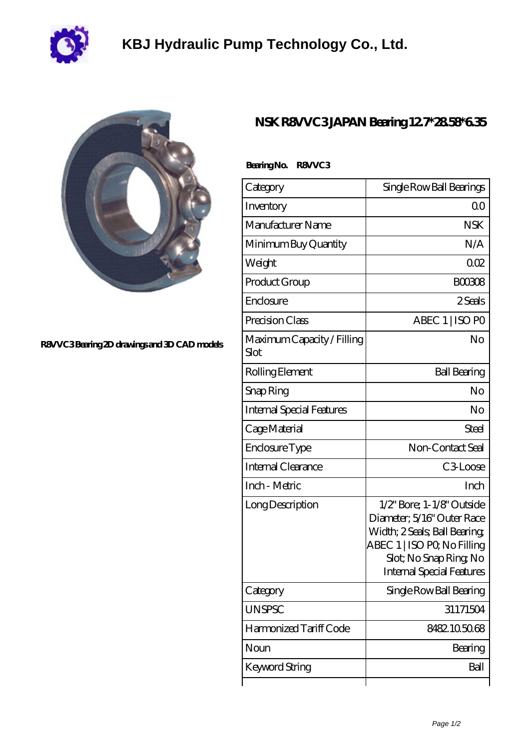# KBJ Hydraulic Pump Technology Co., Ltd.

R8VVC3 Bearing 2D drawings and 3D CAD models

## NSK R8VVC3 JAPAN Bearing 12.7*28.58*6.35

**Bearing No.** R8VVC3

| Category | Single Row Ball Bearings |
|---|---|
| Inventory | 0.0 |
| Manufacturer Name | NSK |
| Minimum Buy Quantity | N/A |
| Weight | 0.02 |
| Product Group | B00308 |
| Enclosure | 2 Seals |
| Precision Class | ABEC 1 \| ISO P0 |
| Maximum Capacity / Filling Slot | No |
| Rolling Element | Ball Bearing |
| Snap Ring | No |
| Internal Special Features | No |
| Cage Material | Steel |
| Enclosure Type | Non-Contact Seal |
| Internal Clearance | C3-Loose |
| Inch - Metric | Inch |
| Long Description | 1/2" Bore; 1-1/8" Outside Diameter; 5/16" Outer Race Width; 2 Seals; Ball Bearing; ABEC 1 \| ISO P0; No Filling Slot; No Snap Ring; No Internal Special Features |
| Category | Single Row Ball Bearing |
| UNSPSC | 31171504 |
| Harmonized Tariff Code | 8482.10.50.68 |
| Noun | Bearing |
| Keyword String | Ball |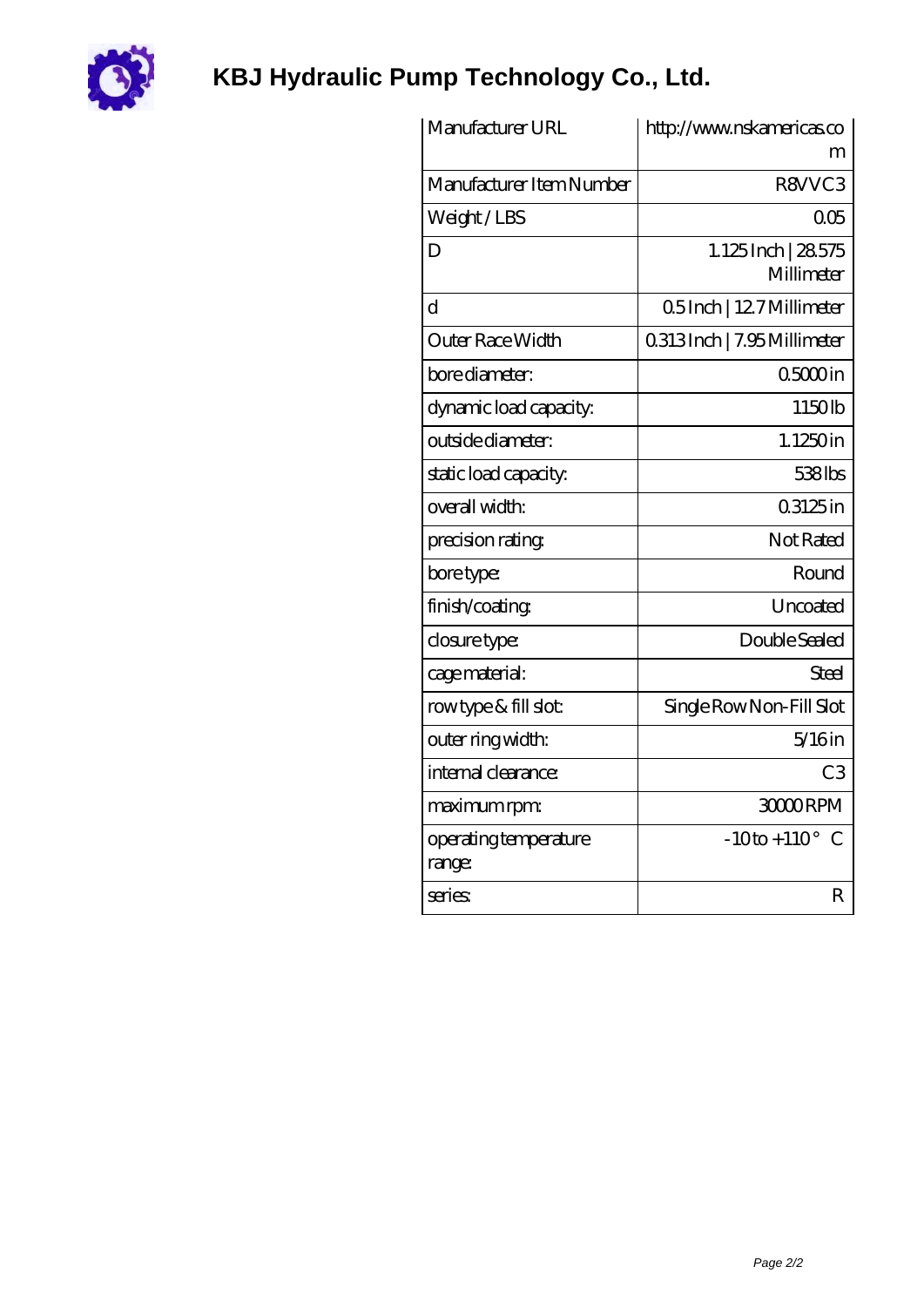# KBJ Hydraulic Pump Technology Co., Ltd.

| | |
|---|---|
| Manufacturer URL | http://www.nskamericas.com |
| Manufacturer Item Number | R8VVC3 |
| Weight / LBS | 0.05 |
| D | 1.125 Inch \| 28.575 Millimeter |
| d | 0.5 Inch \| 12.7 Millimeter |
| Outer Race Width | 0.313 Inch \| 7.95 Millimeter |
| bore diameter: | 0.5000 in |
| dynamic load capacity: | 1150 lb |
| outside diameter: | 1.1250 in |
| static load capacity: | 538 lbs |
| overall width: | 0.3125 in |
| precision rating: | Not Rated |
| bore type: | Round |
| finish/coating: | Uncoated |
| closure type: | Double Sealed |
| cage material: | Steel |
| row type & fill slot: | Single Row Non-Fill Slot |
| outer ring width: | 5/16 in |
| internal clearance: | C3 |
| maximum rpm: | 30000 RPM |
| operating temperature range: | -10 to +110 ° C |
| series: | R |